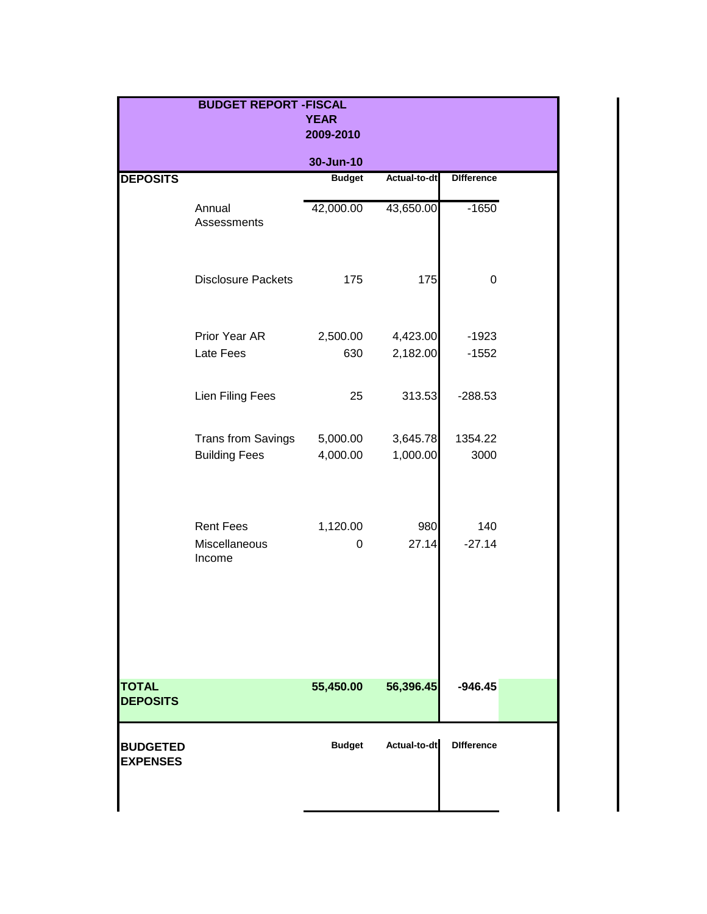## BUDGET REPORT -FISCAL YEAR 2009-2010

**30-Jun-10**

| DEPOSITS | | Budget | Actual-to-dt | DIfference |
|---|---|---|---|---|
| | Annual Assessments | 42,000.00 | 43,650.00 | -1650 |
| | Disclosure Packets | 175 | 175 | 0 |
| | Prior Year AR | 2,500.00 | 4,423.00 | -1923 |
| | Late Fees | 630 | 2,182.00 | -1552 |
| | Lien Filing Fees | 25 | 313.53 | -288.53 |
| | Trans from Savings | 5,000.00 | 3,645.78 | 1354.22 |
| | Building Fees | 4,000.00 | 1,000.00 | 3000 |
| | Rent Fees | 1,120.00 | 980 | 140 |
| | Miscellaneous Income | 0 | 27.14 | -27.14 |
| **TOTAL DEPOSITS** | | **55,450.00** | **56,396.45** | **-946.45** |

| BUDGETED EXPENSES | | Budget | Actual-to-dt | DIfference |
|---|---|---|---|---|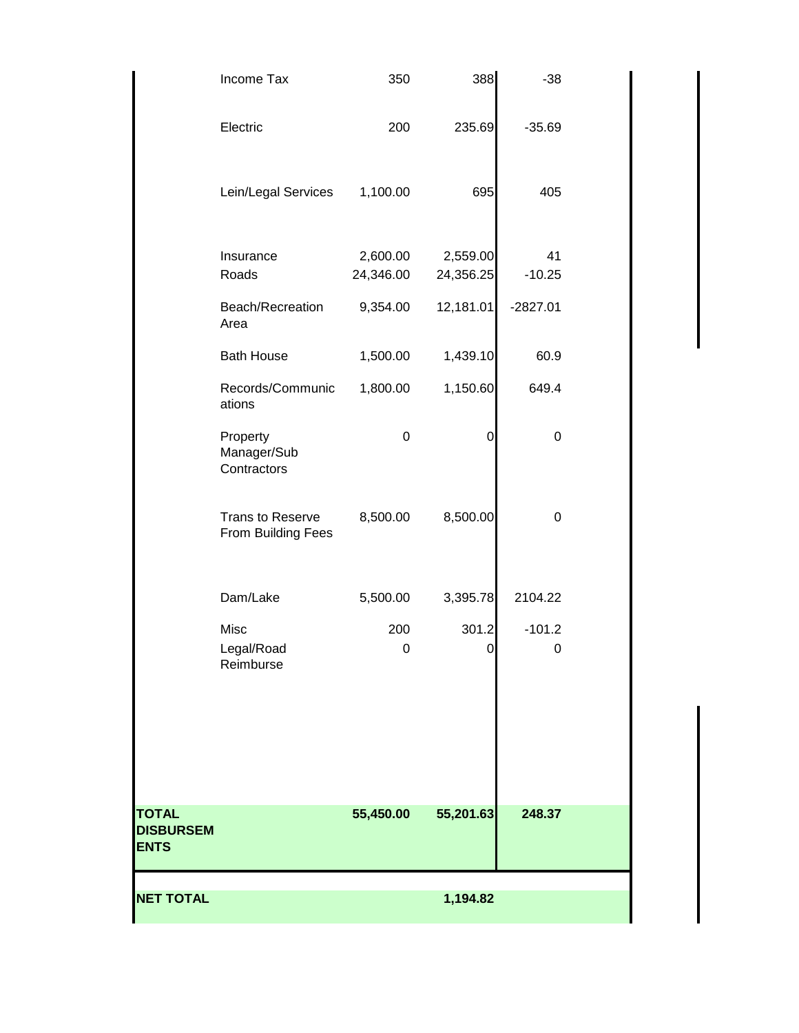| | | | | |
|---|---|---|---|---|
| | Income Tax | 350 | 388 | -38 |
| | Electric | 200 | 235.69 | -35.69 |
| | Lein/Legal Services | 1,100.00 | 695 | 405 |
| | Insurance | 2,600.00 | 2,559.00 | 41 |
| | Roads | 24,346.00 | 24,356.25 | -10.25 |
| | Beach/Recreation Area | 9,354.00 | 12,181.01 | -2827.01 |
| | Bath House | 1,500.00 | 1,439.10 | 60.9 |
| | Records/Communications | 1,800.00 | 1,150.60 | 649.4 |
| | Property Manager/Sub Contractors | 0 | 0 | 0 |
| | Trans to Reserve From Building Fees | 8,500.00 | 8,500.00 | 0 |
| | Dam/Lake | 5,500.00 | 3,395.78 | 2104.22 |
| | Misc | 200 | 301.2 | -101.2 |
| | Legal/Road Reimburse | 0 | 0 | 0 |
| **TOTAL DISBURSEMENTS** | | **55,450.00** | **55,201.63** | **248.37** |
| **NET TOTAL** | | | **1,194.82** | |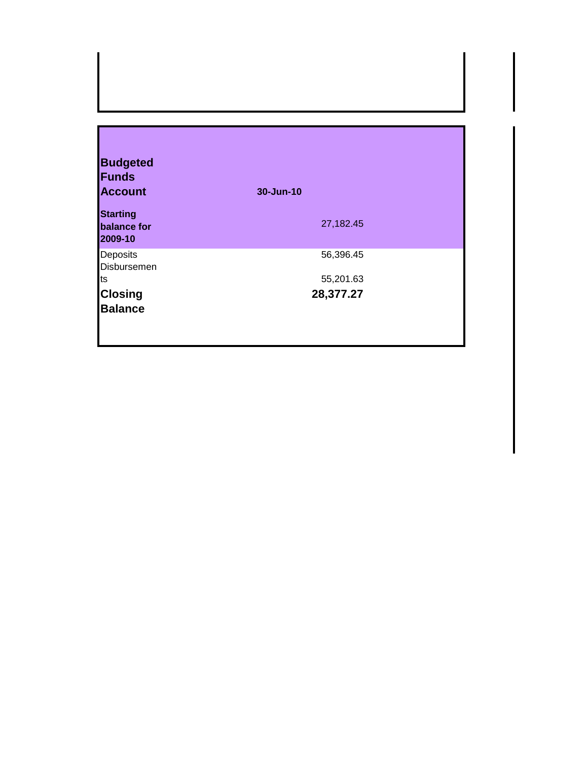| Budgeted Funds Account | 30-Jun-10 | |
|---|---|---|
| Starting balance for 2009-10 | | 27,182.45 |
| Deposits | | 56,396.45 |
| Disbursements | | 55,201.63 |
| **Closing Balance** | | **28,377.27** |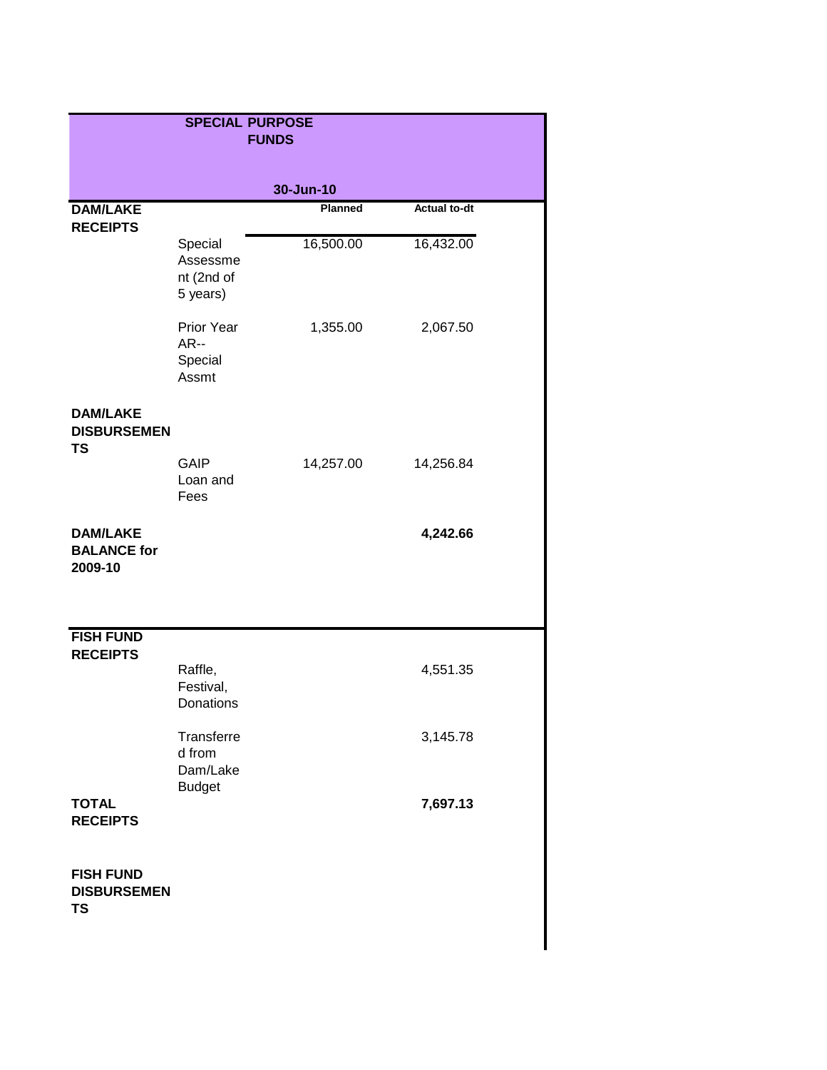## SPECIAL PURPOSE FUNDS

**30-Jun-10**

| | | Planned | Actual to-dt |
|---|---|---|---|
| **DAM/LAKE RECEIPTS** | | | |
| | Special Assessment (2nd of 5 years) | 16,500.00 | 16,432.00 |
| | Prior Year AR--Special Assmt | 1,355.00 | 2,067.50 |
| **DAM/LAKE DISBURSEMENTS** | | | |
| | GAIP Loan and Fees | 14,257.00 | 14,256.84 |
| **DAM/LAKE BALANCE for 2009-10** | | | **4,242.66** |
| **FISH FUND RECEIPTS** | | | |
| | Raffle, Festival, Donations | | 4,551.35 |
| | Transferred from Dam/Lake Budget | | 3,145.78 |
| **TOTAL RECEIPTS** | | | **7,697.13** |
| **FISH FUND DISBURSEMENTS** | | | |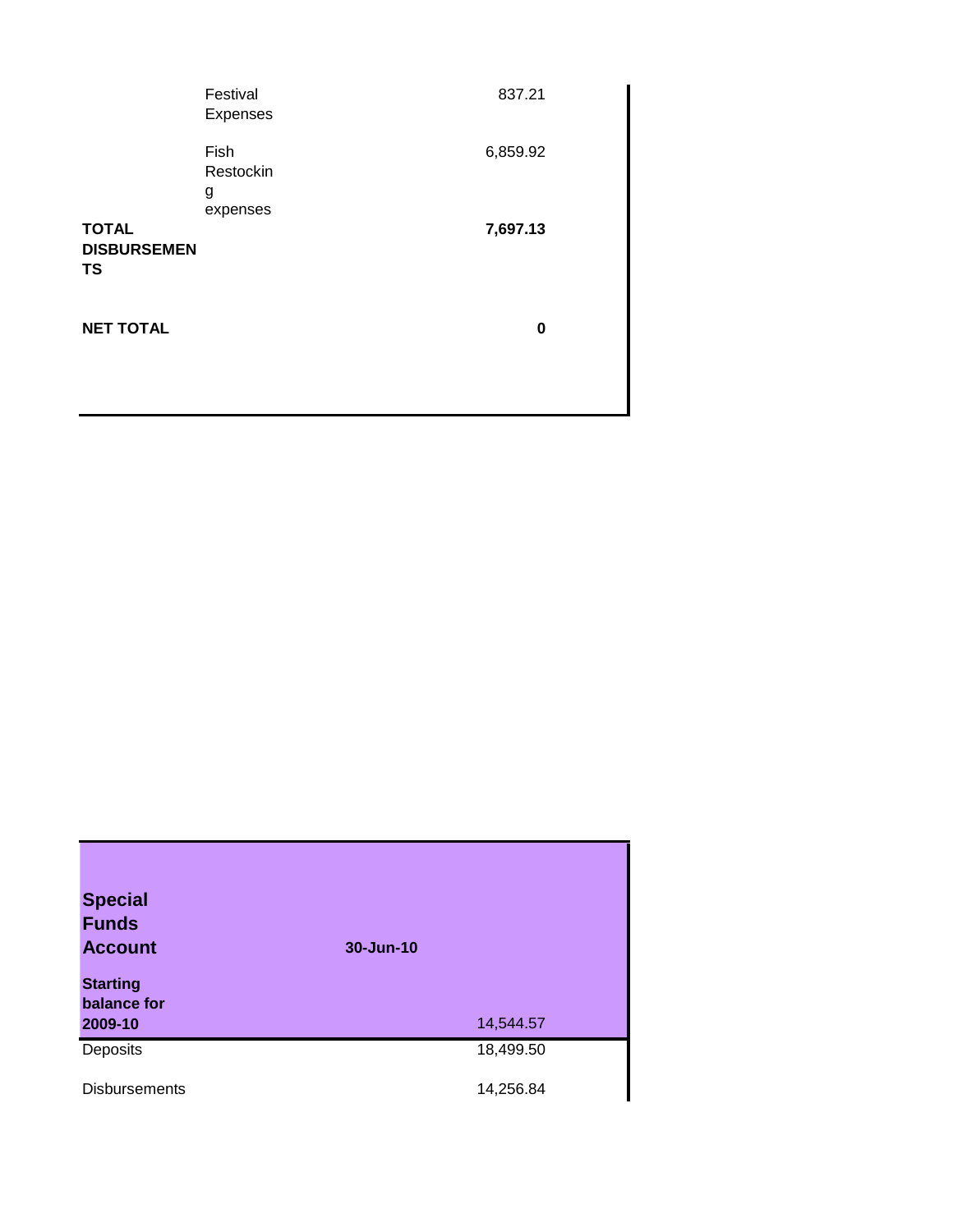| | | |
|---|---|---|
| | Festival Expenses | 837.21 |
| | Fish Restocking expenses | 6,859.92 |
| **TOTAL DISBURSEMENTS** | | **7,697.13** |
| **NET TOTAL** | | **0** |

| **Special Funds Account** | **30-Jun-10** | |
|---|---|---|
| **Starting balance for 2009-10** | | 14,544.57 |
| Deposits | | 18,499.50 |
| Disbursements | | 14,256.84 |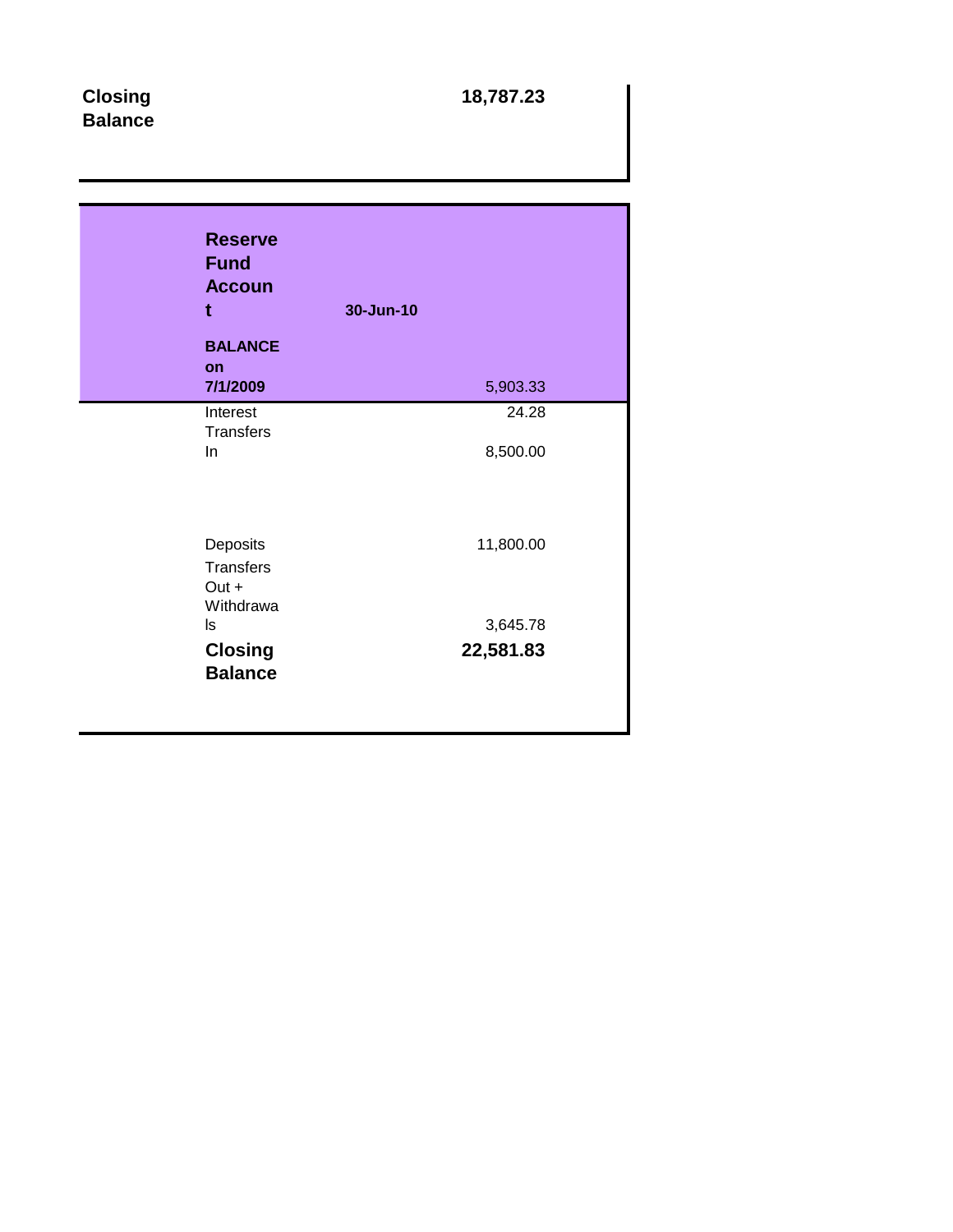| | |
|---|---|
| **Closing Balance** | **18,787.23** |

| **Reserve Fund Account** | **30-Jun-10** | |
|---|---|---|
| **BALANCE on 7/1/2009** | | 5,903.33 |
| Interest | | 24.28 |
| Transfers In | | 8,500.00 |
| Deposits | | 11,800.00 |
| Transfers Out + Withdrawals | | 3,645.78 |
| **Closing Balance** | | **22,581.83** |